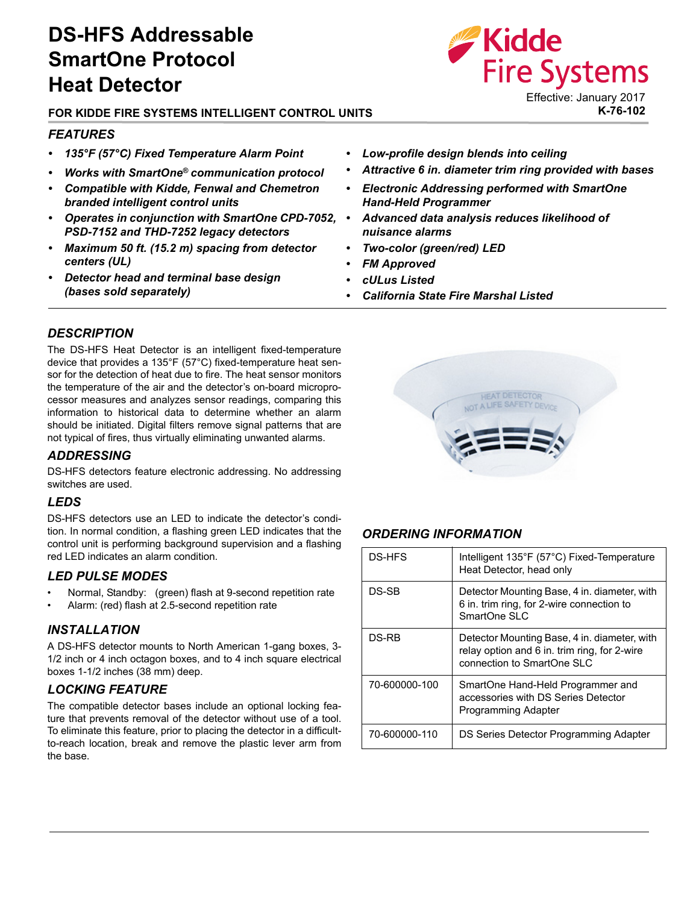# DS-HFS Addressable SmartOne Protocol Heat Detector

Kidde Fire Systems

Effective: January 2017

**K-76-102**

**FOR KIDDE FIRE SYSTEMS INTELLIGENT CONTROL UNITS**

## FEATURES

- ***135°F (57°C) Fixed Temperature Alarm Point***
- ***Works with SmartOne® communication protocol***
- ***Compatible with Kidde, Fenwal and Chemetron branded intelligent control units***
- ***Operates in conjunction with SmartOne CPD-7052, PSD-7152 and THD-7252 legacy detectors***
- ***Maximum 50 ft. (15.2 m) spacing from detector centers (UL)***
- ***Detector head and terminal base design (bases sold separately)***
- ***Low-profile design blends into ceiling***
- ***Attractive 6 in. diameter trim ring provided with bases***
- ***Electronic Addressing performed with SmartOne Hand-Held Programmer***
- ***Advanced data analysis reduces likelihood of nuisance alarms***
- ***Two-color (green/red) LED***
- ***FM Approved***
- ***cULus Listed***
- ***California State Fire Marshal Listed***

## DESCRIPTION

The DS-HFS Heat Detector is an intelligent fixed-temperature device that provides a 135°F (57°C) fixed-temperature heat sensor for the detection of heat due to fire. The heat sensor monitors the temperature of the air and the detector's on-board microprocessor measures and analyzes sensor readings, comparing this information to historical data to determine whether an alarm should be initiated. Digital filters remove signal patterns that are not typical of fires, thus virtually eliminating unwanted alarms.

## ADDRESSING

DS-HFS detectors feature electronic addressing. No addressing switches are used.

## LEDS

DS-HFS detectors use an LED to indicate the detector's condition. In normal condition, a flashing green LED indicates that the control unit is performing background supervision and a flashing red LED indicates an alarm condition.

## LED PULSE MODES

- Normal, Standby: (green) flash at 9-second repetition rate
- Alarm: (red) flash at 2.5-second repetition rate

## INSTALLATION

A DS-HFS detector mounts to North American 1-gang boxes, 3-1/2 inch or 4 inch octagon boxes, and to 4 inch square electrical boxes 1-1/2 inches (38 mm) deep.

## LOCKING FEATURE

The compatible detector bases include an optional locking feature that prevents removal of the detector without use of a tool. To eliminate this feature, prior to placing the detector in a difficult-to-reach location, break and remove the plastic lever arm from the base.

## ORDERING INFORMATION

| | |
|---|---|
| DS-HFS | Intelligent 135°F (57°C) Fixed-Temperature Heat Detector, head only |
| DS-SB | Detector Mounting Base, 4 in. diameter, with 6 in. trim ring, for 2-wire connection to SmartOne SLC |
| DS-RB | Detector Mounting Base, 4 in. diameter, with relay option and 6 in. trim ring, for 2-wire connection to SmartOne SLC |
| 70-600000-100 | SmartOne Hand-Held Programmer and accessories with DS Series Detector Programming Adapter |
| 70-600000-110 | DS Series Detector Programming Adapter |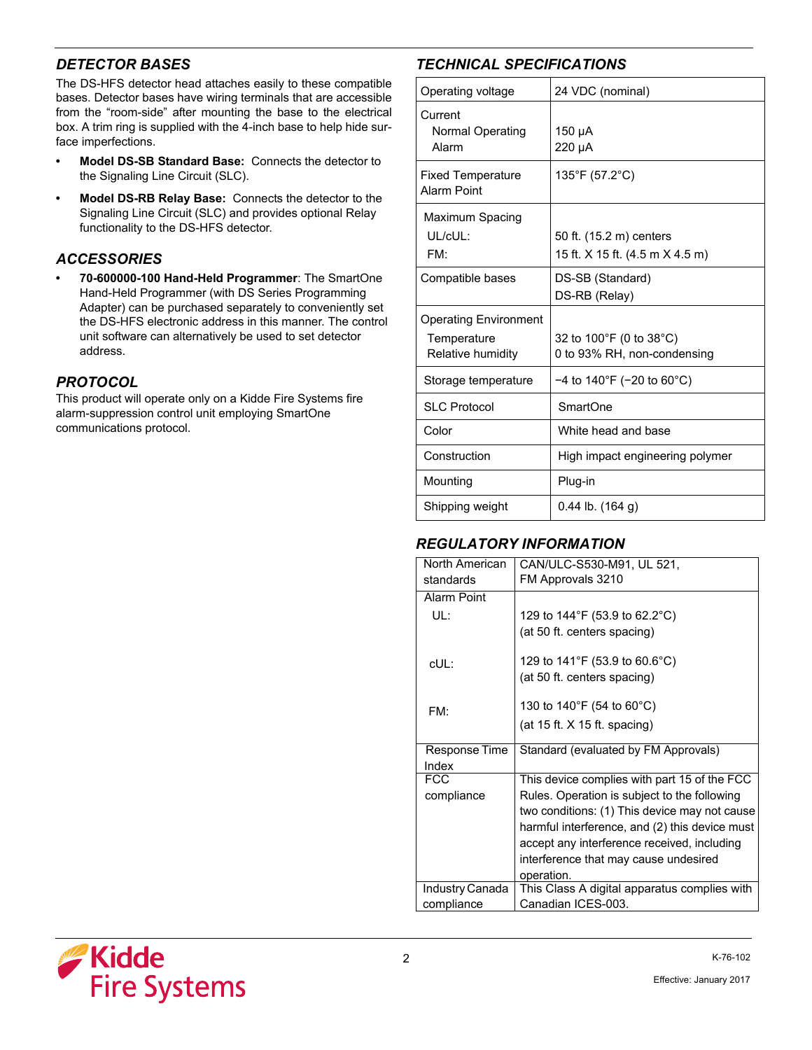## DETECTOR BASES

The DS-HFS detector head attaches easily to these compatible bases. Detector bases have wiring terminals that are accessible from the "room-side" after mounting the base to the electrical box. A trim ring is supplied with the 4-inch base to help hide surface imperfections.

- **Model DS-SB Standard Base:** Connects the detector to the Signaling Line Circuit (SLC).
- **Model DS-RB Relay Base:** Connects the detector to the Signaling Line Circuit (SLC) and provides optional Relay functionality to the DS-HFS detector.

## ACCESSORIES

- **70-600000-100 Hand-Held Programmer**: The SmartOne Hand-Held Programmer (with DS Series Programming Adapter) can be purchased separately to conveniently set the DS-HFS electronic address in this manner. The control unit software can alternatively be used to set detector address.

## PROTOCOL

This product will operate only on a Kidde Fire Systems fire alarm-suppression control unit employing SmartOne communications protocol.

## TECHNICAL SPECIFICATIONS

| | |
|---|---|
| Operating voltage | 24 VDC (nominal) |
| Current<br>Normal Operating<br>Alarm | <br>150 μA<br>220 μA |
| Fixed Temperature Alarm Point | 135°F (57.2°C) |
| Maximum Spacing<br>UL/cUL:<br>FM: | <br>50 ft. (15.2 m) centers<br>15 ft. X 15 ft. (4.5 m X 4.5 m) |
| Compatible bases | DS-SB (Standard)<br>DS-RB (Relay) |
| Operating Environment<br>Temperature<br>Relative humidity | <br>32 to 100°F (0 to 38°C)<br>0 to 93% RH, non-condensing |
| Storage temperature | −4 to 140°F (−20 to 60°C) |
| SLC Protocol | SmartOne |
| Color | White head and base |
| Construction | High impact engineering polymer |
| Mounting | Plug-in |
| Shipping weight | 0.44 lb. (164 g) |

## REGULATORY INFORMATION

| | |
|---|---|
| North American standards | CAN/ULC-S530-M91, UL 521, FM Approvals 3210 |
| Alarm Point<br>UL:<br><br>cUL:<br><br>FM: | <br>129 to 144°F (53.9 to 62.2°C)<br>(at 50 ft. centers spacing)<br>129 to 141°F (53.9 to 60.6°C)<br>(at 50 ft. centers spacing)<br>130 to 140°F (54 to 60°C)<br>(at 15 ft. X 15 ft. spacing) |
| Response Time Index | Standard (evaluated by FM Approvals) |
| FCC compliance | This device complies with part 15 of the FCC Rules. Operation is subject to the following two conditions: (1) This device may not cause harmful interference, and (2) this device must accept any interference received, including interference that may cause undesired operation. |
| Industry Canada compliance | This Class A digital apparatus complies with Canadian ICES-003. |

K-76-102

Effective: January 2017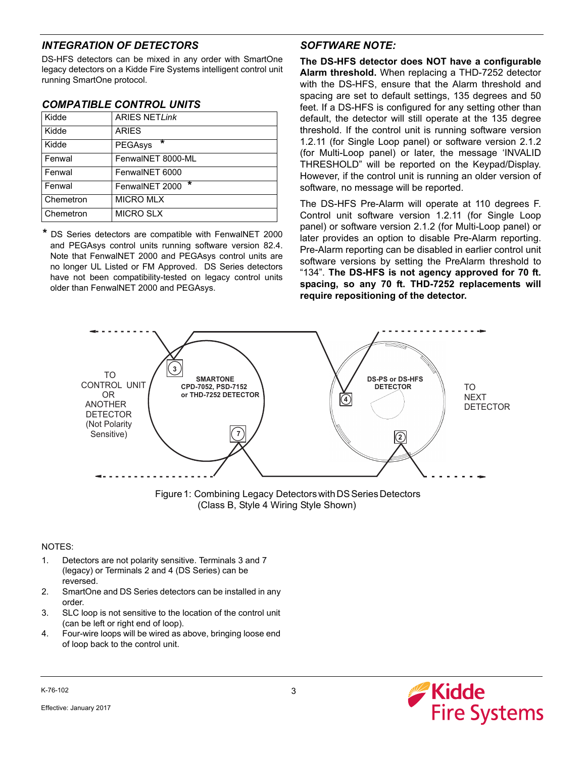## *INTEGRATION OF DETECTORS*

DS-HFS detectors can be mixed in any order with SmartOne legacy detectors on a Kidde Fire Systems intelligent control unit running SmartOne protocol.

## *COMPATIBLE CONTROL UNITS*

| | |
|---|---|
| Kidde | ARIES NET*Link* |
| Kidde | ARIES |
| Kidde | PEGAsys * |
| Fenwal | FenwalNET 8000-ML |
| Fenwal | FenwalNET 6000 |
| Fenwal | FenwalNET 2000 * |
| Chemetron | MICRO MLX |
| Chemetron | MICRO SLX |

\* DS Series detectors are compatible with FenwalNET 2000 and PEGAsys control units running software version 82.4. Note that FenwalNET 2000 and PEGAsys control units are no longer UL Listed or FM Approved. DS Series detectors have not been compatibility-tested on legacy control units older than FenwalNET 2000 and PEGAsys.

## *SOFTWARE NOTE:*

**The DS-HFS detector does NOT have a configurable Alarm threshold.** When replacing a THD-7252 detector with the DS-HFS, ensure that the Alarm threshold and spacing are set to default settings, 135 degrees and 50 feet. If a DS-HFS is configured for any setting other than default, the detector will still operate at the 135 degree threshold. If the control unit is running software version 1.2.11 (for Single Loop panel) or software version 2.1.2 (for Multi-Loop panel) or later, the message 'INVALID THRESHOLD" will be reported on the Keypad/Display. However, if the control unit is running an older version of software, no message will be reported.

The DS-HFS Pre-Alarm will operate at 110 degrees F. Control unit software version 1.2.11 (for Single Loop panel) or software version 2.1.2 (for Multi-Loop panel) or later provides an option to disable Pre-Alarm reporting. Pre-Alarm reporting can be disabled in earlier control unit software versions by setting the PreAlarm threshold to "134". **The DS-HFS is not agency approved for 70 ft. spacing, so any 70 ft. THD-7252 replacements will require repositioning of the detector.**

TO CONTROL UNIT OR ANOTHER DETECTOR (Not Polarity Sensitive)

SMARTONE CPD-7052, PSD-7152 or THD-7252 DETECTOR

3

7

DS-PS or DS-HFS DETECTOR

4

2

TO NEXT DETECTOR

Figure 1: Combining Legacy Detectors with DS Series Detectors (Class B, Style 4 Wiring Style Shown)

NOTES:

1. Detectors are not polarity sensitive. Terminals 3 and 7 (legacy) or Terminals 2 and 4 (DS Series) can be reversed.
2. SmartOne and DS Series detectors can be installed in any order.
3. SLC loop is not sensitive to the location of the control unit (can be left or right end of loop).
4. Four-wire loops will be wired as above, bringing loose end of loop back to the control unit.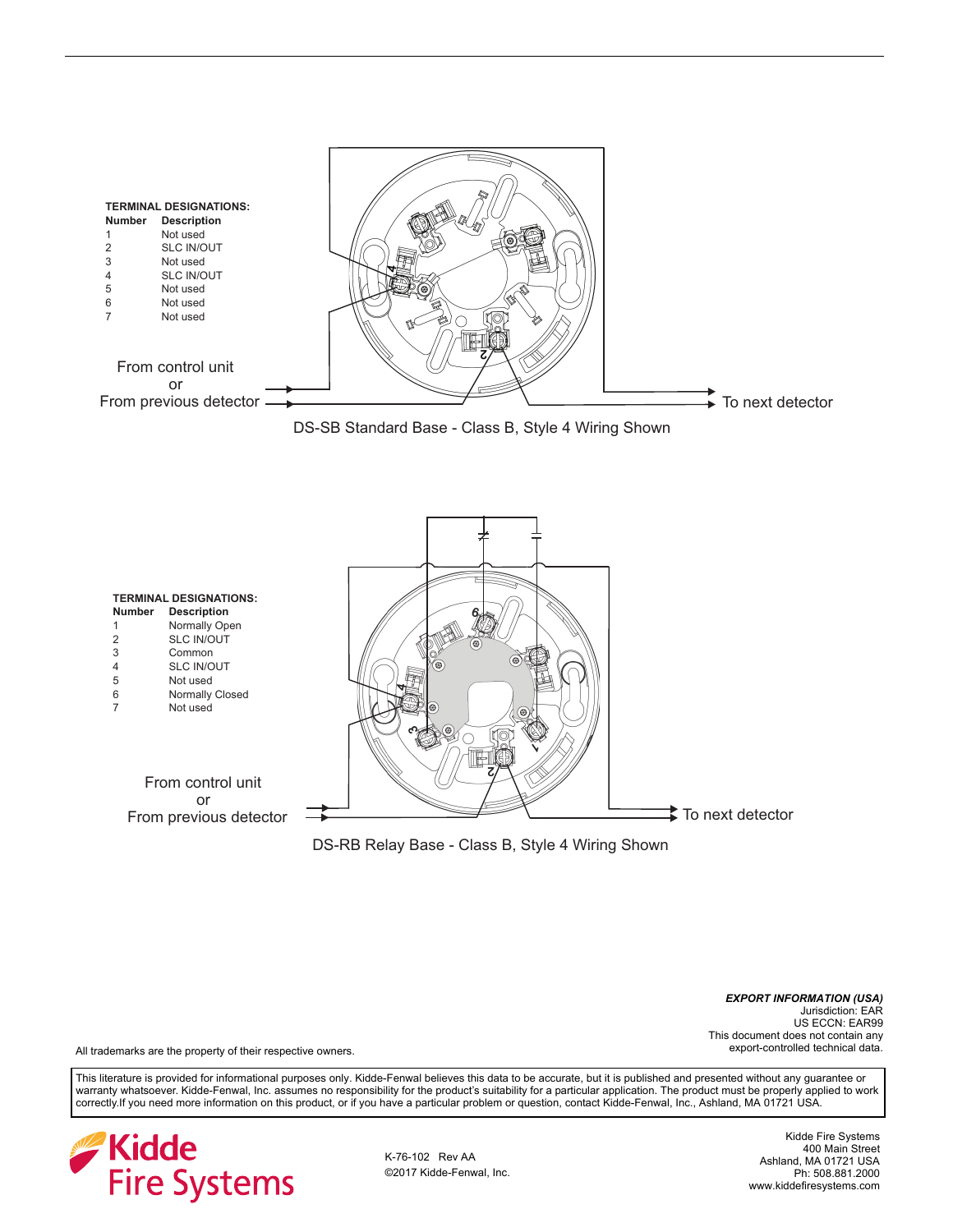**TERMINAL DESIGNATIONS:**

| Number | Description |
|---|---|
| 1 | Not used |
| 2 | SLC IN/OUT |
| 3 | Not used |
| 4 | SLC IN/OUT |
| 5 | Not used |
| 6 | Not used |
| 7 | Not used |

From control unit
or
From previous detector

To next detector

DS-SB Standard Base - Class B, Style 4 Wiring Shown

**TERMINAL DESIGNATIONS:**

| Number | Description |
|---|---|
| 1 | Normally Open |
| 2 | SLC IN/OUT |
| 3 | Common |
| 4 | SLC IN/OUT |
| 5 | Not used |
| 6 | Normally Closed |
| 7 | Not used |

From control unit
or
From previous detector

To next detector

DS-RB Relay Base - Class B, Style 4 Wiring Shown

***EXPORT INFORMATION (USA)***
Jurisdiction: EAR
US ECCN: EAR99
This document does not contain any export-controlled technical data.

All trademarks are the property of their respective owners.

This literature is provided for informational purposes only. Kidde-Fenwal believes this data to be accurate, but it is published and presented without any guarantee or warranty whatsoever. Kidde-Fenwal, Inc. assumes no responsibility for the product's suitability for a particular application. The product must be properly applied to work correctly.If you need more information on this product, or if you have a particular problem or question, contact Kidde-Fenwal, Inc., Ashland, MA 01721 USA.

Kidde Fire Systems

K-76-102 Rev AA
©2017 Kidde-Fenwal, Inc.

Kidde Fire Systems
400 Main Street
Ashland, MA 01721 USA
Ph: 508.881.2000
www.kiddefiresystems.com